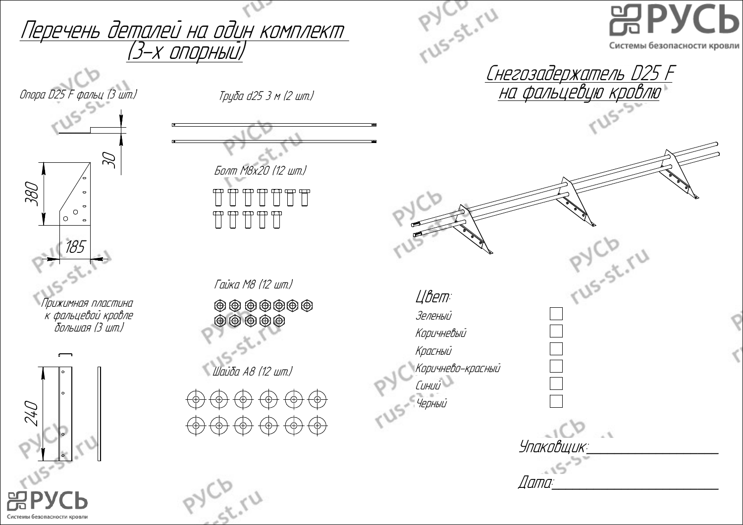# Перечень деталей на один комплект (3-х опорный)

**РУСЬ** — Системы безопасности кровли

## Снегозадержатель D25 F на фальцевую кровлю

Опора D25 F фальц (3 шт.)

30

380

185

Труба d25 3 м (2 шт.)

Болт М8х20 (12 шт.)

Гайка М8 (12 шт.)

Шайба А8 (12 шт.)

Прижимная пластина к фальцевой кровле большая (3 шт.)

240

**Цвет:**

- Зеленый ☐
- Коричневый ☐
- Красный ☐
- Коричнево-красный ☐
- Синий ☐
- Черный ☐

Упаковщик: ____________________

Дата: ____________________

**РУСЬ** — Системы безопасности кровли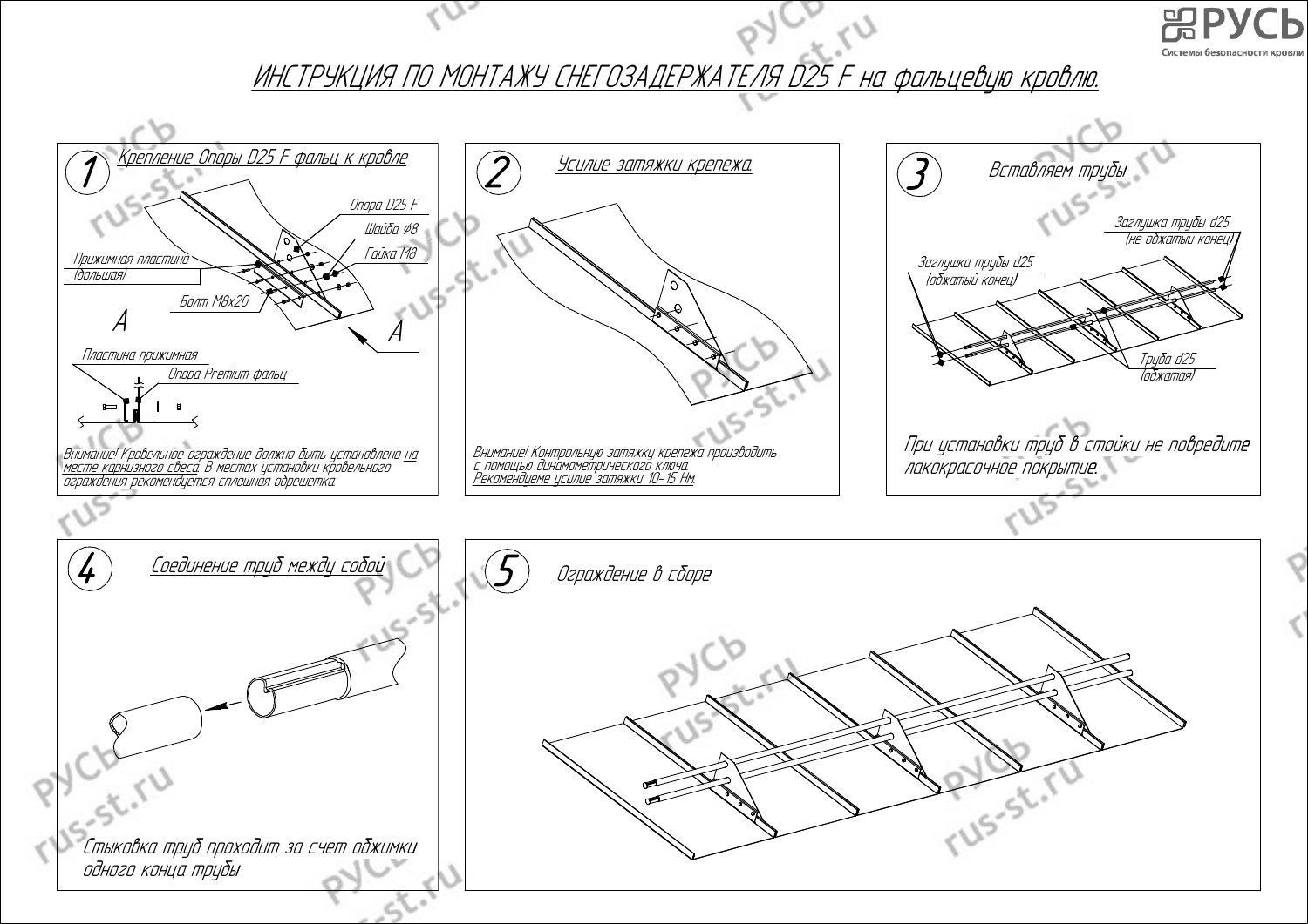# ИНСТРУКЦИЯ ПО МОНТАЖУ СНЕГОЗАДЕРЖАТЕЛЯ D25 F на фальцевую кровлю.

## 1 Крепление Опоры D25 F фальц к кровле

Опора D25 F

Шайба Ø8

Гайка М8

Прижимная пластина (большая)

Болт М8х20

А

А

Пластина прижимная

Опора Premium фальц

Внимание! Кровельное ограждение должно быть установлено на месте карнизного свеса. В местах установки кровельного ограждения рекомендуется сплошная обрешетка.

## 2 Усилие затяжки крепежа.

Внимание! Контрольную затяжку крепежа производить с помощью динамометрического ключа. Рекомендуеме усилие затяжки 10-15 Нм.

## 3 Вставляем трубы

Заглушка трубы d25 (не обжатый конец)

Заглушка трубы d25 (обжатый конец)

Труба d25 (обжатая)

При установки труб в стойки не повредите лакокрасочное покрытие.

## 4 Соединение труб между собой

Стыковка труб проходит за счет обжимки одного конца трубы

## 5 Ограждение в сборе